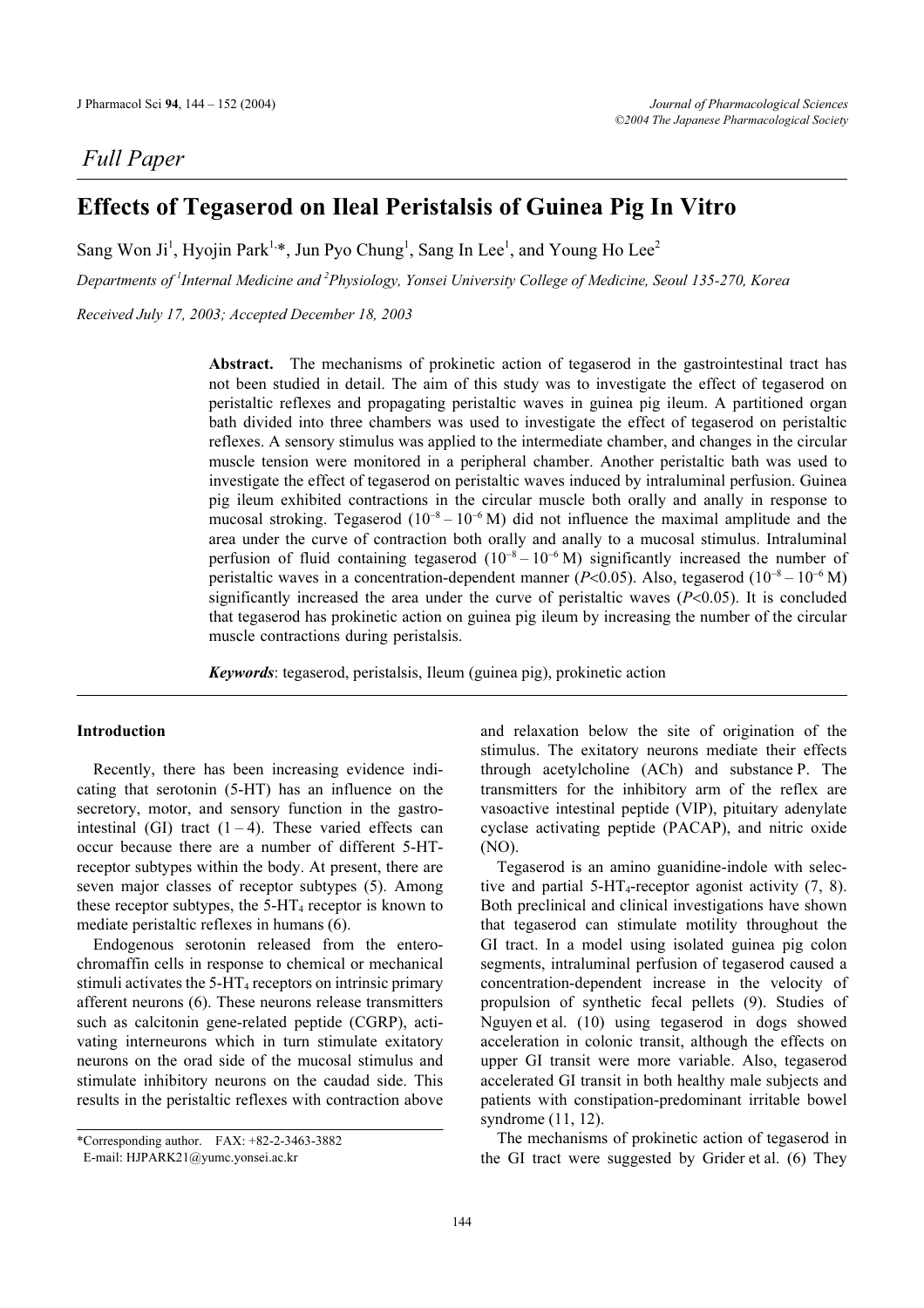*Full Paper*

# Effects of Tegaserod on Ileal Peristalsis of Guinea Pig In Vitro

Sang Won Ji[1], Hyojin Park[1,*], Jun Pyo Chung[1], Sang In Lee[1], and Young Ho Lee[2]

*Departments of [1]Internal Medicine and [2]Physiology, Yonsei University College of Medicine, Seoul 135-270, Korea*

*Received July 17, 2003; Accepted December 18, 2003*

**Abstract.** The mechanisms of prokinetic action of tegaserod in the gastrointestinal tract has not been studied in detail. The aim of this study was to investigate the effect of tegaserod on peristaltic reflexes and propagating peristaltic waves in guinea pig ileum. A partitioned organ bath divided into three chambers was used to investigate the effect of tegaserod on peristaltic reflexes. A sensory stimulus was applied to the intermediate chamber, and changes in the circular muscle tension were monitored in a peripheral chamber. Another peristaltic bath was used to investigate the effect of tegaserod on peristaltic waves induced by intraluminal perfusion. Guinea pig ileum exhibited contractions in the circular muscle both orally and anally in response to mucosal stroking. Tegaserod ($10^{-8} - 10^{-6}$ M) did not influence the maximal amplitude and the area under the curve of contraction both orally and anally to a mucosal stimulus. Intraluminal perfusion of fluid containing tegaserod ($10^{-8} - 10^{-6}$ M) significantly increased the number of peristaltic waves in a concentration-dependent manner ($P<0.05$). Also, tegaserod ($10^{-8} - 10^{-6}$ M) significantly increased the area under the curve of peristaltic waves ($P<0.05$). It is concluded that tegaserod has prokinetic action on guinea pig ileum by increasing the number of the circular muscle contractions during peristalsis.

***Keywords***: tegaserod, peristalsis, Ileum (guinea pig), prokinetic action

## Introduction

Recently, there has been increasing evidence indicating that serotonin (5-HT) has an influence on the secretory, motor, and sensory function in the gastrointestinal (GI) tract (1 – 4). These varied effects can occur because there are a number of different 5-HT-receptor subtypes within the body. At present, there are seven major classes of receptor subtypes (5). Among these receptor subtypes, the 5-$HT_4$ receptor is known to mediate peristaltic reflexes in humans (6).

Endogenous serotonin released from the enterochromaffin cells in response to chemical or mechanical stimuli activates the 5-$HT_4$ receptors on intrinsic primary afferent neurons (6). These neurons release transmitters such as calcitonin gene-related peptide (CGRP), activating interneurons which in turn stimulate exitatory neurons on the orad side of the mucosal stimulus and stimulate inhibitory neurons on the caudad side. This results in the peristaltic reflexes with contraction above and relaxation below the site of origination of the stimulus. The exitatory neurons mediate their effects through acetylcholine (ACh) and substance P. The transmitters for the inhibitory arm of the reflex are vasoactive intestinal peptide (VIP), pituitary adenylate cyclase activating peptide (PACAP), and nitric oxide (NO).

Tegaserod is an amino guanidine-indole with selective and partial 5-$HT_4$-receptor agonist activity (7, 8). Both preclinical and clinical investigations have shown that tegaserod can stimulate motility throughout the GI tract. In a model using isolated guinea pig colon segments, intraluminal perfusion of tegaserod caused a concentration-dependent increase in the velocity of propulsion of synthetic fecal pellets (9). Studies of Nguyen et al. (10) using tegaserod in dogs showed acceleration in colonic transit, although the effects on upper GI transit were more variable. Also, tegaserod accelerated GI transit in both healthy male subjects and patients with constipation-predominant irritable bowel syndrome (11, 12).

The mechanisms of prokinetic action of tegaserod in the GI tract were suggested by Grider et al. (6) They

*Corresponding author. FAX: +82-2-3463-3882
E-mail: HJPARK21@yumc.yonsei.ac.kr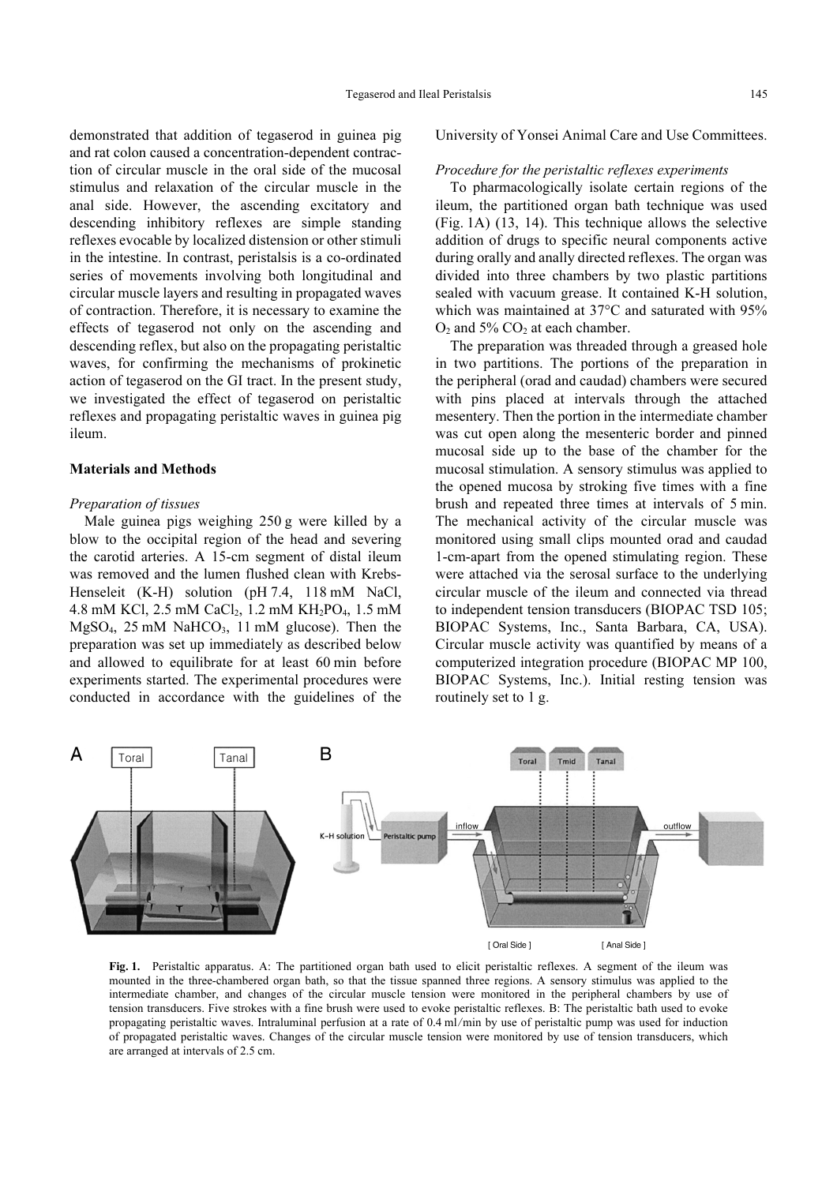demonstrated that addition of tegaserod in guinea pig and rat colon caused a concentration-dependent contraction of circular muscle in the oral side of the mucosal stimulus and relaxation of the circular muscle in the anal side. However, the ascending excitatory and descending inhibitory reflexes are simple standing reflexes evocable by localized distension or other stimuli in the intestine. In contrast, peristalsis is a co-ordinated series of movements involving both longitudinal and circular muscle layers and resulting in propagated waves of contraction. Therefore, it is necessary to examine the effects of tegaserod not only on the ascending and descending reflex, but also on the propagating peristaltic waves, for confirming the mechanisms of prokinetic action of tegaserod on the GI tract. In the present study, we investigated the effect of tegaserod on peristaltic reflexes and propagating peristaltic waves in guinea pig ileum.

## Materials and Methods

### *Preparation of tissues*

Male guinea pigs weighing 250 g were killed by a blow to the occipital region of the head and severing the carotid arteries. A 15-cm segment of distal ileum was removed and the lumen flushed clean with Krebs-Henseleit (K-H) solution (pH 7.4, 118 mM NaCl, 4.8 mM KCl, 2.5 mM $CaCl_2$, 1.2 mM $KH_2PO_4$, 1.5 mM $MgSO_4$, 25 mM $NaHCO_3$, 11 mM glucose). Then the preparation was set up immediately as described below and allowed to equilibrate for at least 60 min before experiments started. The experimental procedures were conducted in accordance with the guidelines of the University of Yonsei Animal Care and Use Committees.

### *Procedure for the peristaltic reflexes experiments*

To pharmacologically isolate certain regions of the ileum, the partitioned organ bath technique was used (Fig. 1A) (13, 14). This technique allows the selective addition of drugs to specific neural components active during orally and anally directed reflexes. The organ was divided into three chambers by two plastic partitions sealed with vacuum grease. It contained K-H solution, which was maintained at 37°C and saturated with 95% $O_2$ and 5% $CO_2$ at each chamber.

The preparation was threaded through a greased hole in two partitions. The portions of the preparation in the peripheral (orad and caudad) chambers were secured with pins placed at intervals through the attached mesentery. Then the portion in the intermediate chamber was cut open along the mesenteric border and pinned mucosal side up to the base of the chamber for the mucosal stimulation. A sensory stimulus was applied to the opened mucosa by stroking five times with a fine brush and repeated three times at intervals of 5 min. The mechanical activity of the circular muscle was monitored using small clips mounted orad and caudad 1-cm-apart from the opened stimulating region. These were attached via the serosal surface to the underlying circular muscle of the ileum and connected via thread to independent tension transducers (BIOPAC TSD 105; BIOPAC Systems, Inc., Santa Barbara, CA, USA). Circular muscle activity was quantified by means of a computerized integration procedure (BIOPAC MP 100, BIOPAC Systems, Inc.). Initial resting tension was routinely set to 1 g.

**Fig. 1.** Peristaltic apparatus. A: The partitioned organ bath used to elicit peristaltic reflexes. A segment of the ileum was mounted in the three-chambered organ bath, so that the tissue spanned three regions. A sensory stimulus was applied to the intermediate chamber, and changes of the circular muscle tension were monitored in the peripheral chambers by use of tension transducers. Five strokes with a fine brush were used to evoke peristaltic reflexes. B: The peristaltic bath used to evoke propagating peristaltic waves. Intraluminal perfusion at a rate of 0.4 ml/min by use of peristaltic pump was used for induction of propagated peristaltic waves. Changes of the circular muscle tension were monitored by use of tension transducers, which are arranged at intervals of 2.5 cm.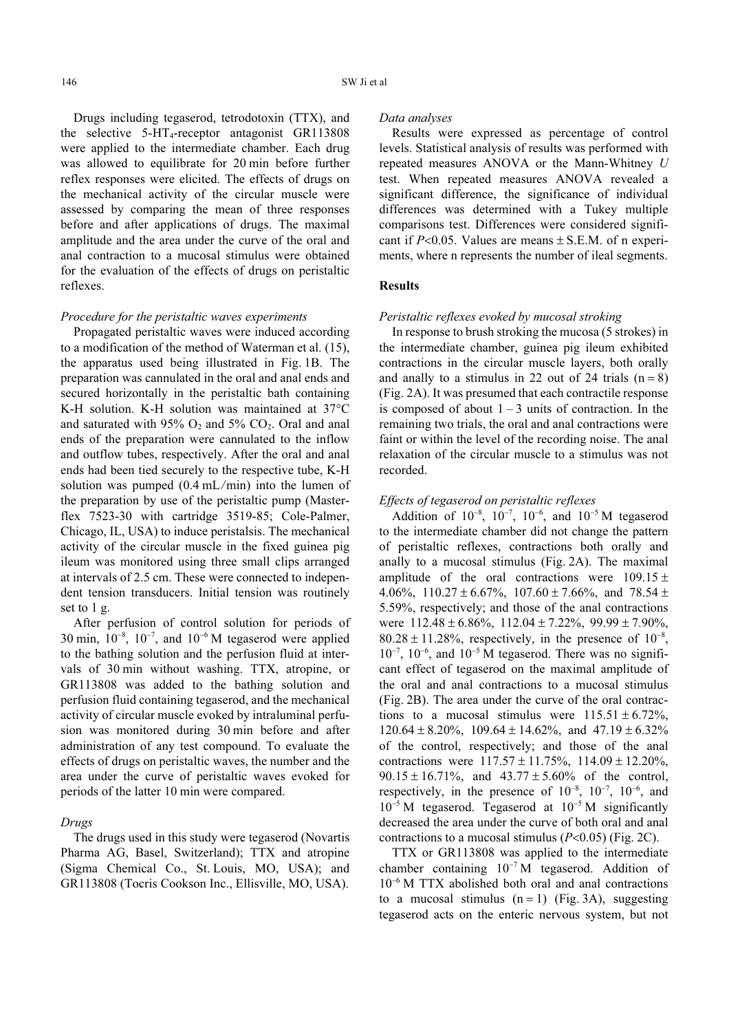Drugs including tegaserod, tetrodotoxin (TTX), and the selective 5-HT$_4$-receptor antagonist GR113808 were applied to the intermediate chamber. Each drug was allowed to equilibrate for 20 min before further reflex responses were elicited. The effects of drugs on the mechanical activity of the circular muscle were assessed by comparing the mean of three responses before and after applications of drugs. The maximal amplitude and the area under the curve of the oral and anal contraction to a mucosal stimulus were obtained for the evaluation of the effects of drugs on peristaltic reflexes.

*Procedure for the peristaltic waves experiments*

Propagated peristaltic waves were induced according to a modification of the method of Waterman et al. (15), the apparatus used being illustrated in Fig. 1B. The preparation was cannulated in the oral and anal ends and secured horizontally in the peristaltic bath containing K-H solution. K-H solution was maintained at 37°C and saturated with 95% $O_2$ and 5% $CO_2$. Oral and anal ends of the preparation were cannulated to the inflow and outflow tubes, respectively. After the oral and anal ends had been tied securely to the respective tube, K-H solution was pumped (0.4 mL/min) into the lumen of the preparation by use of the peristaltic pump (Masterflex 7523-30 with cartridge 3519-85; Cole-Palmer, Chicago, IL, USA) to induce peristalsis. The mechanical activity of the circular muscle in the fixed guinea pig ileum was monitored using three small clips arranged at intervals of 2.5 cm. These were connected to independent tension transducers. Initial tension was routinely set to 1 g.

After perfusion of control solution for periods of 30 min, $10^{-8}$, $10^{-7}$, and $10^{-6}$ M tegaserod were applied to the bathing solution and the perfusion fluid at intervals of 30 min without washing. TTX, atropine, or GR113808 was added to the bathing solution and perfusion fluid containing tegaserod, and the mechanical activity of circular muscle evoked by intraluminal perfusion was monitored during 30 min before and after administration of any test compound. To evaluate the effects of drugs on peristaltic waves, the number and the area under the curve of peristaltic waves evoked for periods of the latter 10 min were compared.

*Drugs*

The drugs used in this study were tegaserod (Novartis Pharma AG, Basel, Switzerland); TTX and atropine (Sigma Chemical Co., St. Louis, MO, USA); and GR113808 (Tocris Cookson Inc., Ellisville, MO, USA).

*Data analyses*

Results were expressed as percentage of control levels. Statistical analysis of results was performed with repeated measures ANOVA or the Mann-Whitney *U* test. When repeated measures ANOVA revealed a significant difference, the significance of individual differences was determined with a Tukey multiple comparisons test. Differences were considered significant if $P<0.05$. Values are means ± S.E.M. of n experiments, where n represents the number of ileal segments.

## Results

*Peristaltic reflexes evoked by mucosal stroking*

In response to brush stroking the mucosa (5 strokes) in the intermediate chamber, guinea pig ileum exhibited contractions in the circular muscle layers, both orally and anally to a stimulus in 22 out of 24 trials (n = 8) (Fig. 2A). It was presumed that each contractile response is composed of about 1 – 3 units of contraction. In the remaining two trials, the oral and anal contractions were faint or within the level of the recording noise. The anal relaxation of the circular muscle to a stimulus was not recorded.

*Effects of tegaserod on peristaltic reflexes*

Addition of $10^{-8}$, $10^{-7}$, $10^{-6}$, and $10^{-5}$ M tegaserod to the intermediate chamber did not change the pattern of peristaltic reflexes, contractions both orally and anally to a mucosal stimulus (Fig. 2A). The maximal amplitude of the oral contractions were 109.15 ± 4.06%, 110.27 ± 6.67%, 107.60 ± 7.66%, and 78.54 ± 5.59%, respectively; and those of the anal contractions were 112.48 ± 6.86%, 112.04 ± 7.22%, 99.99 ± 7.90%, 80.28 ± 11.28%, respectively, in the presence of $10^{-8}$, $10^{-7}$, $10^{-6}$, and $10^{-5}$ M tegaserod. There was no significant effect of tegaserod on the maximal amplitude of the oral and anal contractions to a mucosal stimulus (Fig. 2B). The area under the curve of the oral contractions to a mucosal stimulus were 115.51 ± 6.72%, 120.64 ± 8.20%, 109.64 ± 14.62%, and 47.19 ± 6.32% of the control, respectively; and those of the anal contractions were 117.57 ± 11.75%, 114.09 ± 12.20%, 90.15 ± 16.71%, and 43.77 ± 5.60% of the control, respectively, in the presence of $10^{-8}$, $10^{-7}$, $10^{-6}$, and $10^{-5}$ M tegaserod. Tegaserod at $10^{-5}$ M significantly decreased the area under the curve of both oral and anal contractions to a mucosal stimulus ($P<0.05$) (Fig. 2C).

TTX or GR113808 was applied to the intermediate chamber containing $10^{-7}$ M tegaserod. Addition of $10^{-6}$ M TTX abolished both oral and anal contractions to a mucosal stimulus (n = 1) (Fig. 3A), suggesting tegaserod acts on the enteric nervous system, but not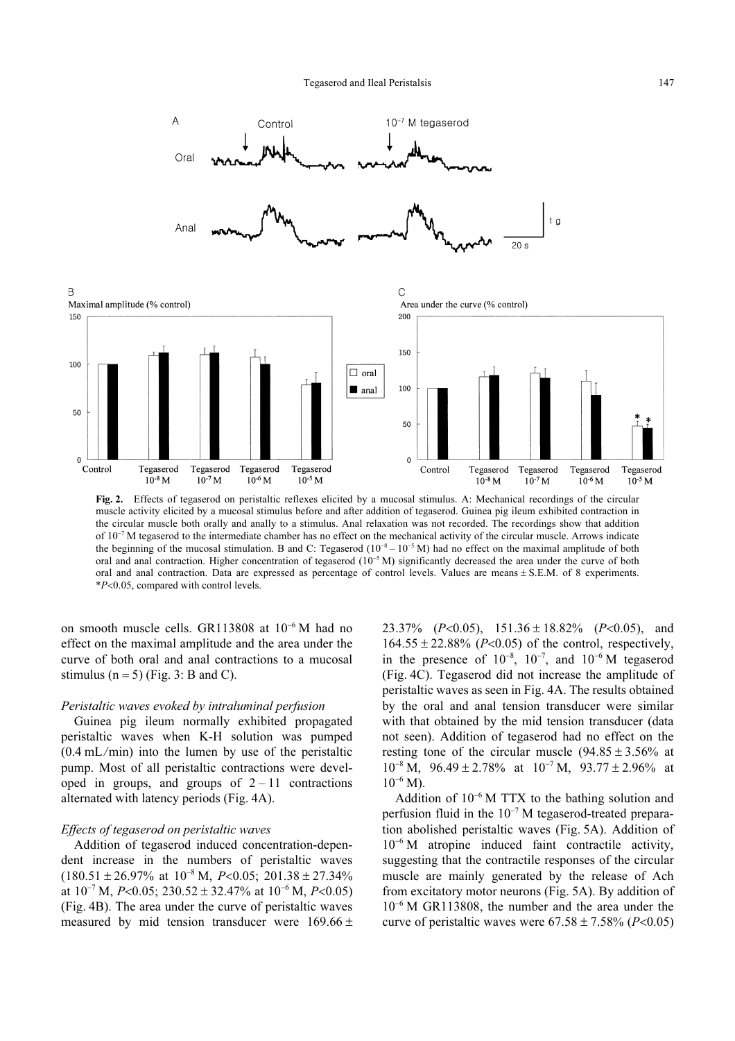**Fig. 2.** Effects of tegaserod on peristaltic reflexes elicited by a mucosal stimulus. A: Mechanical recordings of the circular muscle activity elicited by a mucosal stimulus before and after addition of tegaserod. Guinea pig ileum exhibited contraction in the circular muscle both orally and anally to a stimulus. Anal relaxation was not recorded. The recordings show that addition of $10^{-7}$ M tegaserod to the intermediate chamber has no effect on the mechanical activity of the circular muscle. Arrows indicate the beginning of the mucosal stimulation. B and C: Tegaserod ($10^{-8}$ – $10^{-5}$ M) had no effect on the maximal amplitude of both oral and anal contraction. Higher concentration of tegaserod ($10^{-5}$ M) significantly decreased the area under the curve of both oral and anal contraction. Data are expressed as percentage of control levels. Values are means ± S.E.M. of 8 experiments. *$P$<0.05, compared with control levels.

on smooth muscle cells. GR113808 at $10^{-6}$ M had no effect on the maximal amplitude and the area under the curve of both oral and anal contractions to a mucosal stimulus (n = 5) (Fig. 3: B and C).

*Peristaltic waves evoked by intraluminal perfusion*

Guinea pig ileum normally exhibited propagated peristaltic waves when K-H solution was pumped (0.4 mL/min) into the lumen by use of the peristaltic pump. Most of all peristaltic contractions were developed in groups, and groups of 2 – 11 contractions alternated with latency periods (Fig. 4A).

*Effects of tegaserod on peristaltic waves*

Addition of tegaserod induced concentration-dependent increase in the numbers of peristaltic waves (180.51 ± 26.97% at $10^{-8}$ M, $P$<0.05; 201.38 ± 27.34% at $10^{-7}$ M, $P$<0.05; 230.52 ± 32.47% at $10^{-6}$ M, $P$<0.05) (Fig. 4B). The area under the curve of peristaltic waves measured by mid tension transducer were 169.66 ± 23.37% ($P$<0.05), 151.36 ± 18.82% ($P$<0.05), and 164.55 ± 22.88% ($P$<0.05) of the control, respectively, in the presence of $10^{-8}$, $10^{-7}$, and $10^{-6}$ M tegaserod (Fig. 4C). Tegaserod did not increase the amplitude of peristaltic waves as seen in Fig. 4A. The results obtained by the oral and anal tension transducer were similar with that obtained by the mid tension transducer (data not seen). Addition of tegaserod had no effect on the resting tone of the circular muscle (94.85 ± 3.56% at $10^{-8}$ M, 96.49 ± 2.78% at $10^{-7}$ M, 93.77 ± 2.96% at $10^{-6}$ M).

Addition of $10^{-6}$ M TTX to the bathing solution and perfusion fluid in the $10^{-7}$ M tegaserod-treated preparation abolished peristaltic waves (Fig. 5A). Addition of $10^{-6}$ M atropine induced faint contractile activity, suggesting that the contractile responses of the circular muscle are mainly generated by the release of Ach from excitatory motor neurons (Fig. 5A). By addition of $10^{-6}$ M GR113808, the number and the area under the curve of peristaltic waves were 67.58 ± 7.58% ($P$<0.05)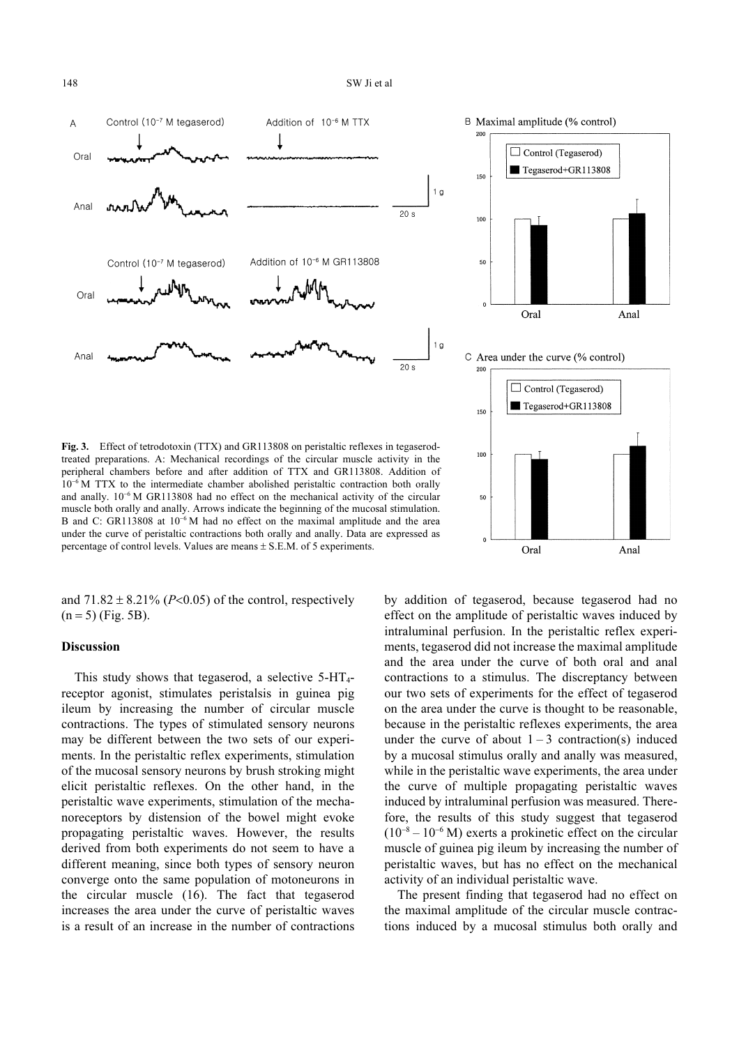**Fig. 3.** Effect of tetrodotoxin (TTX) and GR113808 on peristaltic reflexes in tegaserod-treated preparations. A: Mechanical recordings of the circular muscle activity in the peripheral chambers before and after addition of TTX and GR113808. Addition of $10^{-6}$ M TTX to the intermediate chamber abolished peristaltic contraction both orally and anally. $10^{-6}$ M GR113808 had no effect on the mechanical activity of the circular muscle both orally and anally. Arrows indicate the beginning of the mucosal stimulation. B and C: GR113808 at $10^{-6}$ M had no effect on the maximal amplitude and the area under the curve of peristaltic contractions both orally and anally. Data are expressed as percentage of control levels. Values are means ± S.E.M. of 5 experiments.

and 71.82 ± 8.21% ($P<0.05$) of the control, respectively (n = 5) (Fig. 5B).

## Discussion

This study shows that tegaserod, a selective 5-$HT_4$-receptor agonist, stimulates peristalsis in guinea pig ileum by increasing the number of circular muscle contractions. The types of stimulated sensory neurons may be different between the two sets of our experiments. In the peristaltic reflex experiments, stimulation of the mucosal sensory neurons by brush stroking might elicit peristaltic reflexes. On the other hand, in the peristaltic wave experiments, stimulation of the mechanoreceptors by distension of the bowel might evoke propagating peristaltic waves. However, the results derived from both experiments do not seem to have a different meaning, since both types of sensory neuron converge onto the same population of motoneurons in the circular muscle (16). The fact that tegaserod increases the area under the curve of peristaltic waves is a result of an increase in the number of contractions by addition of tegaserod, because tegaserod had no effect on the amplitude of peristaltic waves induced by intraluminal perfusion. In the peristaltic reflex experiments, tegaserod did not increase the maximal amplitude and the area under the curve of both oral and anal contractions to a stimulus. The discrepancy between our two sets of experiments for the effect of tegaserod on the area under the curve is thought to be reasonable, because in the peristaltic reflexes experiments, the area under the curve of about 1 – 3 contraction(s) induced by a mucosal stimulus orally and anally was measured, while in the peristaltic wave experiments, the area under the curve of multiple propagating peristaltic waves induced by intraluminal perfusion was measured. Therefore, the results of this study suggest that tegaserod ($10^{-8}$ – $10^{-6}$ M) exerts a prokinetic effect on the circular muscle of guinea pig ileum by increasing the number of peristaltic waves, but has no effect on the mechanical activity of an individual peristaltic wave.

The present finding that tegaserod had no effect on the maximal amplitude of the circular muscle contractions induced by a mucosal stimulus both orally and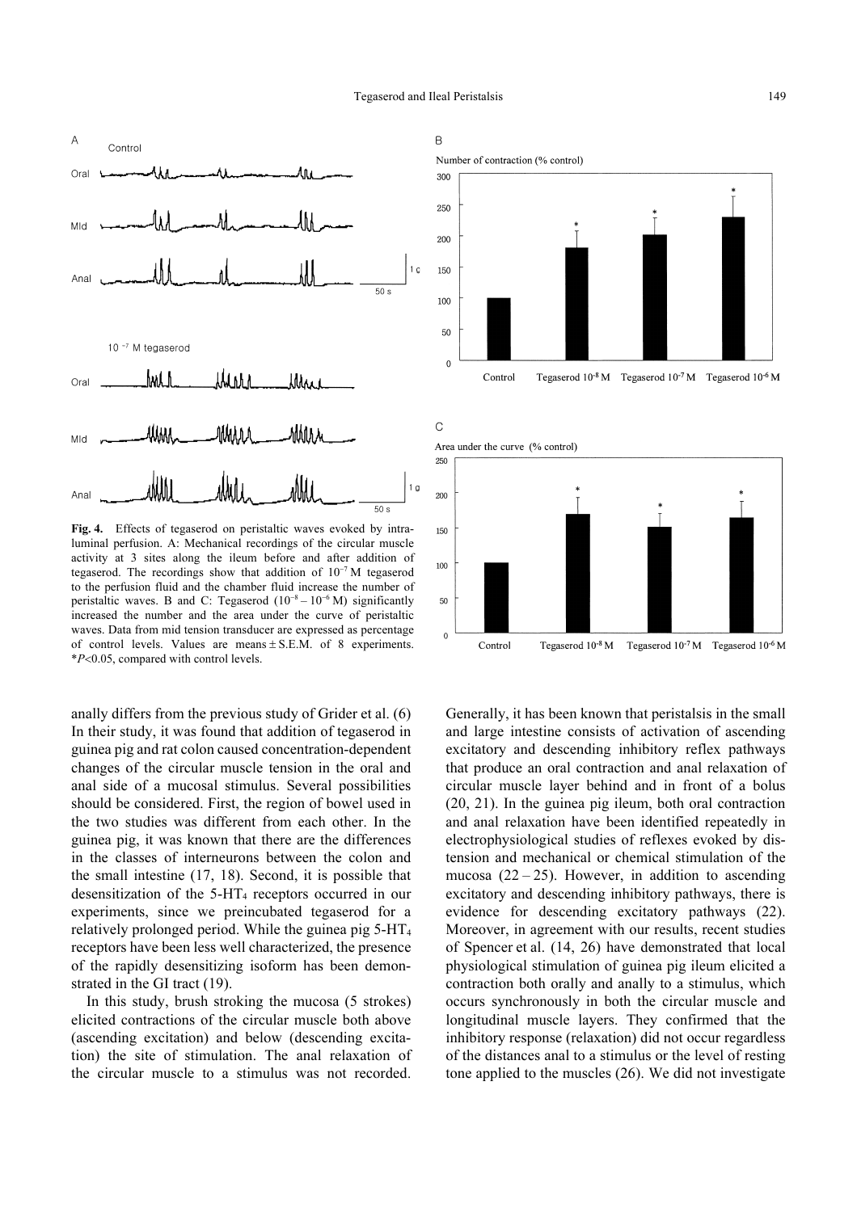**Fig. 4.** Effects of tegaserod on peristaltic waves evoked by intraluminal perfusion. A: Mechanical recordings of the circular muscle activity at 3 sites along the ileum before and after addition of tegaserod. The recordings show that addition of $10^{-7}$ M tegaserod to the perfusion fluid and the chamber fluid increase the number of peristaltic waves. B and C: Tegaserod ($10^{-8}$ – $10^{-6}$ M) significantly increased the number and the area under the curve of peristaltic waves. Data from mid tension transducer are expressed as percentage of control levels. Values are means ± S.E.M. of 8 experiments. \*$P<0.05$, compared with control levels.

anally differs from the previous study of Grider et al. (6) In their study, it was found that addition of tegaserod in guinea pig and rat colon caused concentration-dependent changes of the circular muscle tension in the oral and anal side of a mucosal stimulus. Several possibilities should be considered. First, the region of bowel used in the two studies was different from each other. In the guinea pig, it was known that there are the differences in the classes of interneurons between the colon and the small intestine (17, 18). Second, it is possible that desensitization of the 5-$HT_4$ receptors occurred in our experiments, since we preincubated tegaserod for a relatively prolonged period. While the guinea pig 5-$HT_4$ receptors have been less well characterized, the presence of the rapidly desensitizing isoform has been demonstrated in the GI tract (19).

In this study, brush stroking the mucosa (5 strokes) elicited contractions of the circular muscle both above (ascending excitation) and below (descending excitation) the site of stimulation. The anal relaxation of the circular muscle to a stimulus was not recorded. Generally, it has been known that peristalsis in the small and large intestine consists of activation of ascending excitatory and descending inhibitory reflex pathways that produce an oral contraction and anal relaxation of circular muscle layer behind and in front of a bolus (20, 21). In the guinea pig ileum, both oral contraction and anal relaxation have been identified repeatedly in electrophysiological studies of reflexes evoked by distension and mechanical or chemical stimulation of the mucosa (22 – 25). However, in addition to ascending excitatory and descending inhibitory pathways, there is evidence for descending excitatory pathways (22). Moreover, in agreement with our results, recent studies of Spencer et al. (14, 26) have demonstrated that local physiological stimulation of guinea pig ileum elicited a contraction both orally and anally to a stimulus, which occurs synchronously in both the circular muscle and longitudinal muscle layers. They confirmed that the inhibitory response (relaxation) did not occur regardless of the distances anal to a stimulus or the level of resting tone applied to the muscles (26). We did not investigate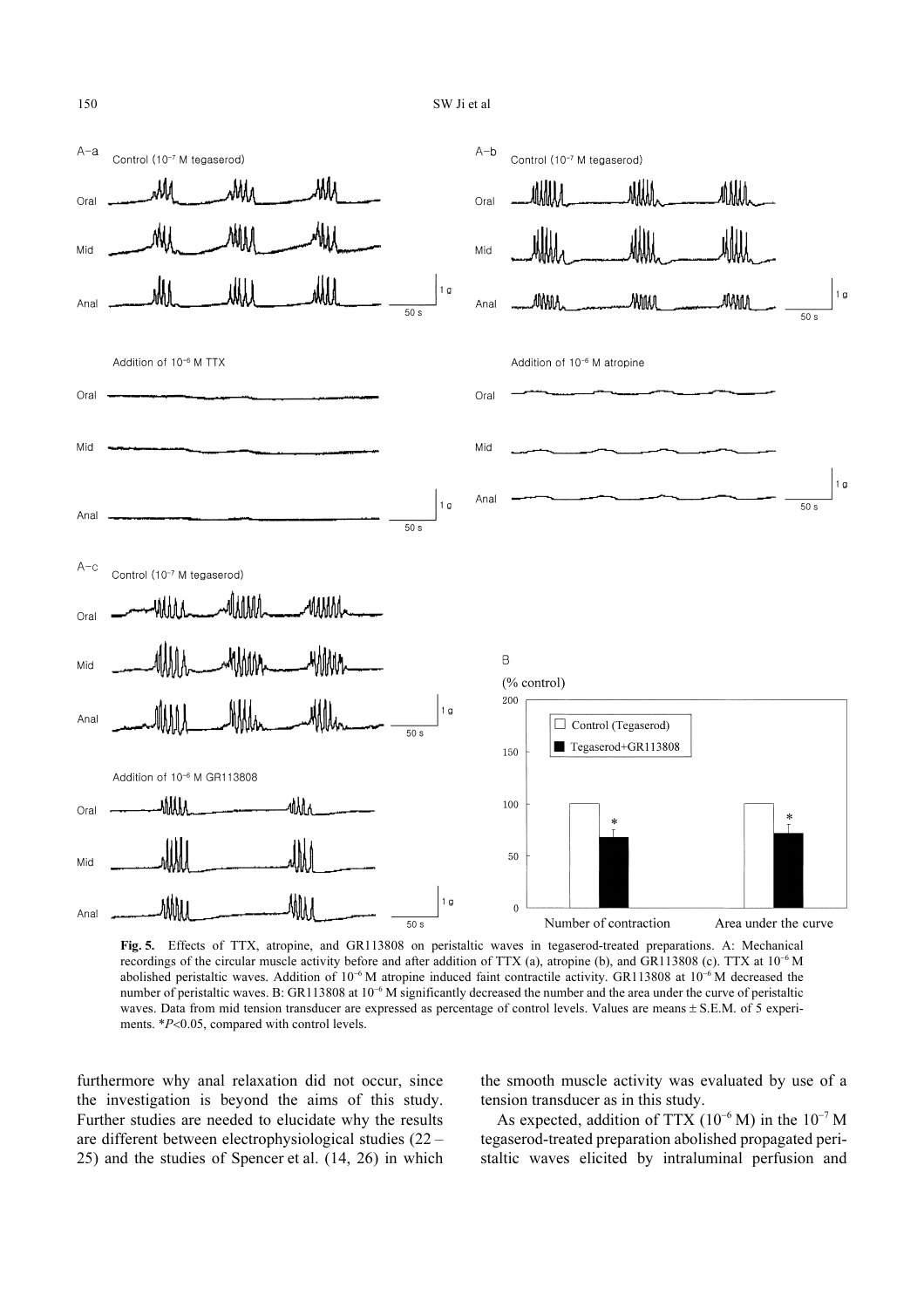**Fig. 5.** Effects of TTX, atropine, and GR113808 on peristaltic waves in tegaserod-treated preparations. A: Mechanical recordings of the circular muscle activity before and after addition of TTX (a), atropine (b), and GR113808 (c). TTX at $10^{-6}$ M abolished peristaltic waves. Addition of $10^{-6}$ M atropine induced faint contractile activity. GR113808 at $10^{-6}$ M decreased the number of peristaltic waves. B: GR113808 at $10^{-6}$ M significantly decreased the number and the area under the curve of peristaltic waves. Data from mid tension transducer are expressed as percentage of control levels. Values are means ± S.E.M. of 5 experiments. \**P*<0.05, compared with control levels.

furthermore why anal relaxation did not occur, since the investigation is beyond the aims of this study. Further studies are needed to elucidate why the results are different between electrophysiological studies (22 – 25) and the studies of Spencer et al. (14, 26) in which the smooth muscle activity was evaluated by use of a tension transducer as in this study.

As expected, addition of TTX ($10^{-6}$ M) in the $10^{-7}$ M tegaserod-treated preparation abolished propagated peristaltic waves elicited by intraluminal perfusion and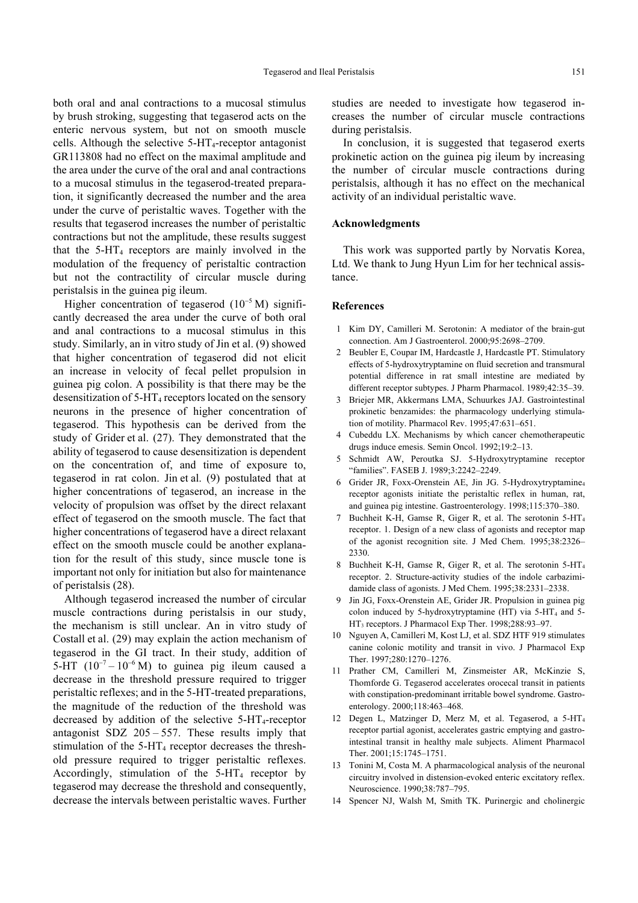both oral and anal contractions to a mucosal stimulus by brush stroking, suggesting that tegaserod acts on the enteric nervous system, but not on smooth muscle cells. Although the selective 5-$HT_4$-receptor antagonist GR113808 had no effect on the maximal amplitude and the area under the curve of the oral and anal contractions to a mucosal stimulus in the tegaserod-treated preparation, it significantly decreased the number and the area under the curve of peristaltic waves. Together with the results that tegaserod increases the number of peristaltic contractions but not the amplitude, these results suggest that the 5-$HT_4$ receptors are mainly involved in the modulation of the frequency of peristaltic contraction but not the contractility of circular muscle during peristalsis in the guinea pig ileum.

Higher concentration of tegaserod ($10^{-5}$ M) significantly decreased the area under the curve of both oral and anal contractions to a mucosal stimulus in this study. Similarly, an in vitro study of Jin et al. (9) showed that higher concentration of tegaserod did not elicit an increase in velocity of fecal pellet propulsion in guinea pig colon. A possibility is that there may be the desensitization of 5-$HT_4$ receptors located on the sensory neurons in the presence of higher concentration of tegaserod. This hypothesis can be derived from the study of Grider et al. (27). They demonstrated that the ability of tegaserod to cause desensitization is dependent on the concentration of, and time of exposure to, tegaserod in rat colon. Jin et al. (9) postulated that at higher concentrations of tegaserod, an increase in the velocity of propulsion was offset by the direct relaxant effect of tegaserod on the smooth muscle. The fact that higher concentrations of tegaserod have a direct relaxant effect on the smooth muscle could be another explanation for the result of this study, since muscle tone is important not only for initiation but also for maintenance of peristalsis (28).

Although tegaserod increased the number of circular muscle contractions during peristalsis in our study, the mechanism is still unclear. An in vitro study of Costall et al. (29) may explain the action mechanism of tegaserod in the GI tract. In their study, addition of 5-HT ($10^{-7}$ – $10^{-6}$ M) to guinea pig ileum caused a decrease in the threshold pressure required to trigger peristaltic reflexes; and in the 5-HT-treated preparations, the magnitude of the reduction of the threshold was decreased by addition of the selective 5-$HT_4$-receptor antagonist SDZ 205 – 557. These results imply that stimulation of the 5-$HT_4$ receptor decreases the threshold pressure required to trigger peristaltic reflexes. Accordingly, stimulation of the 5-$HT_4$ receptor by tegaserod may decrease the threshold and consequently, decrease the intervals between peristaltic waves. Further studies are needed to investigate how tegaserod increases the number of circular muscle contractions during peristalsis.

In conclusion, it is suggested that tegaserod exerts prokinetic action on the guinea pig ileum by increasing the number of circular muscle contractions during peristalsis, although it has no effect on the mechanical activity of an individual peristaltic wave.

## Acknowledgments

This work was supported partly by Norvatis Korea, Ltd. We thank to Jung Hyun Lim for her technical assistance.

## References

1. Kim DY, Camilleri M. Serotonin: A mediator of the brain-gut connection. Am J Gastroenterol. 2000;95:2698–2709.
2. Beubler E, Coupar IM, Hardcastle J, Hardcastle PT. Stimulatory effects of 5-hydroxytryptamine on fluid secretion and transmural potential difference in rat small intestine are mediated by different receptor subtypes. J Pharm Pharmacol. 1989;42:35–39.
3. Briejer MR, Akkermans LMA, Schuurkes JAJ. Gastrointestinal prokinetic benzamides: the pharmacology underlying stimulation of motility. Pharmacol Rev. 1995;47:631–651.
4. Cubeddu LX. Mechanisms by which cancer chemotherapeutic drugs induce emesis. Semin Oncol. 1992;19:2–13.
5. Schmidt AW, Peroutka SJ. 5-Hydroxytryptamine receptor "families". FASEB J. 1989;3:2242–2249.
6. Grider JR, Foxx-Orenstein AE, Jin JG. 5-Hydroxytryptamine$_4$ receptor agonists initiate the peristaltic reflex in human, rat, and guinea pig intestine. Gastroenterology. 1998;115:370–380.
7. Buchheit K-H, Gamse R, Giger R, et al. The serotonin 5-$HT_4$ receptor. 1. Design of a new class of agonists and receptor map of the agonist recognition site. J Med Chem. 1995;38:2326–2330.
8. Buchheit K-H, Gamse R, Giger R, et al. The serotonin 5-$HT_4$ receptor. 2. Structure-activity studies of the indole carbazimidamide class of agonists. J Med Chem. 1995;38:2331–2338.
9. Jin JG, Foxx-Orenstein AE, Grider JR. Propulsion in guinea pig colon induced by 5-hydroxytryptamine (HT) via 5-$HT_4$ and 5-$HT_3$ receptors. J Pharmacol Exp Ther. 1998;288:93–97.
10. Nguyen A, Camilleri M, Kost LJ, et al. SDZ HTF 919 stimulates canine colonic motility and transit in vivo. J Pharmacol Exp Ther. 1997;280:1270–1276.
11. Prather CM, Camilleri M, Zinsmeister AR, McKinzie S, Thomforde G. Tegaserod accelerates orocecal transit in patients with constipation-predominant irritable bowel syndrome. Gastroenterology. 2000;118:463–468.
12. Degen L, Matzinger D, Merz M, et al. Tegaserod, a 5-$HT_4$ receptor partial agonist, accelerates gastric emptying and gastrointestinal transit in healthy male subjects. Aliment Pharmacol Ther. 2001;15:1745–1751.
13. Tonini M, Costa M. A pharmacological analysis of the neuronal circuitry involved in distension-evoked enteric excitatory reflex. Neuroscience. 1990;38:787–795.
14. Spencer NJ, Walsh M, Smith TK. Purinergic and cholinergic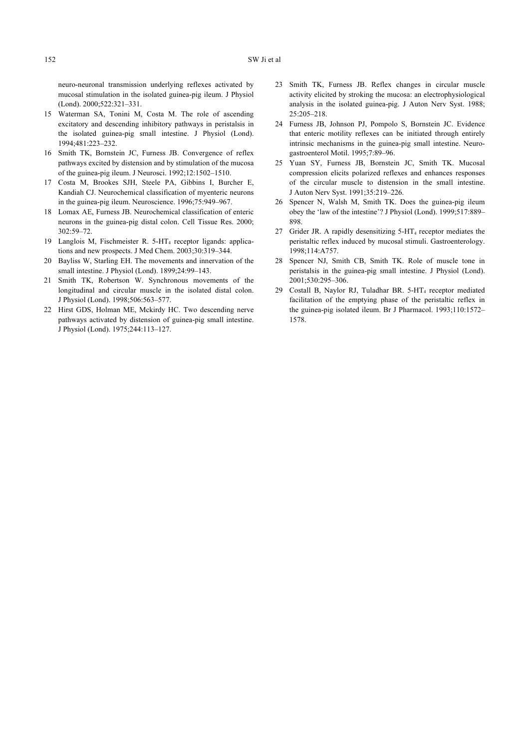neuro-neuronal transmission underlying reflexes activated by mucosal stimulation in the isolated guinea-pig ileum. J Physiol (Lond). 2000;522:321–331.

15 Waterman SA, Tonini M, Costa M. The role of ascending excitatory and descending inhibitory pathways in peristalsis in the isolated guinea-pig small intestine. J Physiol (Lond). 1994;481:223–232.

16 Smith TK, Bornstein JC, Furness JB. Convergence of reflex pathways excited by distension and by stimulation of the mucosa of the guinea-pig ileum. J Neurosci. 1992;12:1502–1510.

17 Costa M, Brookes SJH, Steele PA, Gibbins I, Burcher E, Kandiah CJ. Neurochemical classification of myenteric neurons in the guinea-pig ileum. Neuroscience. 1996;75:949–967.

18 Lomax AE, Furness JB. Neurochemical classification of enteric neurons in the guinea-pig distal colon. Cell Tissue Res. 2000; 302:59–72.

19 Langlois M, Fischmeister R. 5-$HT_4$ receptor ligands: applications and new prospects. J Med Chem. 2003;30:319–344.

20 Bayliss W, Starling EH. The movements and innervation of the small intestine. J Physiol (Lond). 1899;24:99–143.

21 Smith TK, Robertson W. Synchronous movements of the longitudinal and circular muscle in the isolated distal colon. J Physiol (Lond). 1998;506:563–577.

22 Hirst GDS, Holman ME, Mckirdy HC. Two descending nerve pathways activated by distension of guinea-pig small intestine. J Physiol (Lond). 1975;244:113–127.

23 Smith TK, Furness JB. Reflex changes in circular muscle activity elicited by stroking the mucosa: an electrophysiological analysis in the isolated guinea-pig. J Auton Nerv Syst. 1988; 25:205–218.

24 Furness JB, Johnson PJ, Pompolo S, Bornstein JC. Evidence that enteric motility reflexes can be initiated through entirely intrinsic mechanisms in the guinea-pig small intestine. Neurogastroenterol Motil. 1995;7:89–96.

25 Yuan SY, Furness JB, Bornstein JC, Smith TK. Mucosal compression elicits polarized reflexes and enhances responses of the circular muscle to distension in the small intestine. J Auton Nerv Syst. 1991;35:219–226.

26 Spencer N, Walsh M, Smith TK. Does the guinea-pig ileum obey the 'law of the intestine'? J Physiol (Lond). 1999;517:889–898.

27 Grider JR. A rapidly desensitizing 5-$HT_4$ receptor mediates the peristaltic reflex induced by mucosal stimuli. Gastroenterology. 1998;114:A757.

28 Spencer NJ, Smith CB, Smith TK. Role of muscle tone in peristalsis in the guinea-pig small intestine. J Physiol (Lond). 2001;530:295–306.

29 Costall B, Naylor RJ, Tuladhar BR. 5-$HT_4$ receptor mediated facilitation of the emptying phase of the peristaltic reflex in the guinea-pig isolated ileum. Br J Pharmacol. 1993;110:1572–1578.